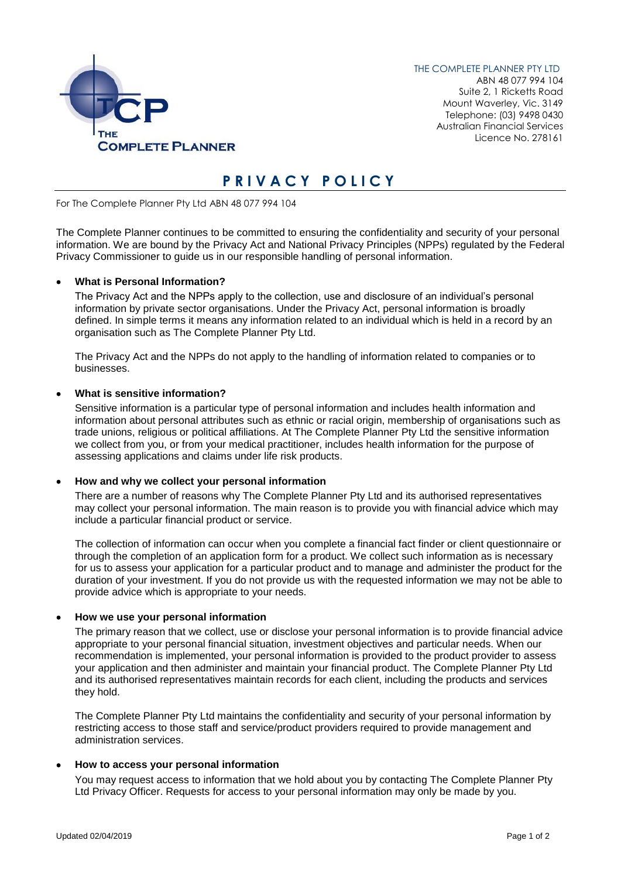THE COMPLETE PLANNER PTY LTD
ABN 48 077 994 104
Suite 2, 1 Ricketts Road
Mount Waverley, Vic. 3149
Telephone: (03) 9498 0430
Australian Financial Services
Licence No. 278161

# PRIVACY POLICY

For The Complete Planner Pty Ltd ABN 48 077 994 104

The Complete Planner continues to be committed to ensuring the confidentiality and security of your personal information. We are bound by the Privacy Act and National Privacy Principles (NPPs) regulated by the Federal Privacy Commissioner to guide us in our responsible handling of personal information.

- **What is Personal Information?**

  The Privacy Act and the NPPs apply to the collection, use and disclosure of an individual's personal information by private sector organisations. Under the Privacy Act, personal information is broadly defined. In simple terms it means any information related to an individual which is held in a record by an organisation such as The Complete Planner Pty Ltd.

  The Privacy Act and the NPPs do not apply to the handling of information related to companies or to businesses.

- **What is sensitive information?**

  Sensitive information is a particular type of personal information and includes health information and information about personal attributes such as ethnic or racial origin, membership of organisations such as trade unions, religious or political affiliations. At The Complete Planner Pty Ltd the sensitive information we collect from you, or from your medical practitioner, includes health information for the purpose of assessing applications and claims under life risk products.

- **How and why we collect your personal information**

  There are a number of reasons why The Complete Planner Pty Ltd and its authorised representatives may collect your personal information. The main reason is to provide you with financial advice which may include a particular financial product or service.

  The collection of information can occur when you complete a financial fact finder or client questionnaire or through the completion of an application form for a product. We collect such information as is necessary for us to assess your application for a particular product and to manage and administer the product for the duration of your investment. If you do not provide us with the requested information we may not be able to provide advice which is appropriate to your needs.

- **How we use your personal information**

  The primary reason that we collect, use or disclose your personal information is to provide financial advice appropriate to your personal financial situation, investment objectives and particular needs. When our recommendation is implemented, your personal information is provided to the product provider to assess your application and then administer and maintain your financial product. The Complete Planner Pty Ltd and its authorised representatives maintain records for each client, including the products and services they hold.

  The Complete Planner Pty Ltd maintains the confidentiality and security of your personal information by restricting access to those staff and service/product providers required to provide management and administration services.

- **How to access your personal information**

  You may request access to information that we hold about you by contacting The Complete Planner Pty Ltd Privacy Officer. Requests for access to your personal information may only be made by you.

Updated 02/04/2019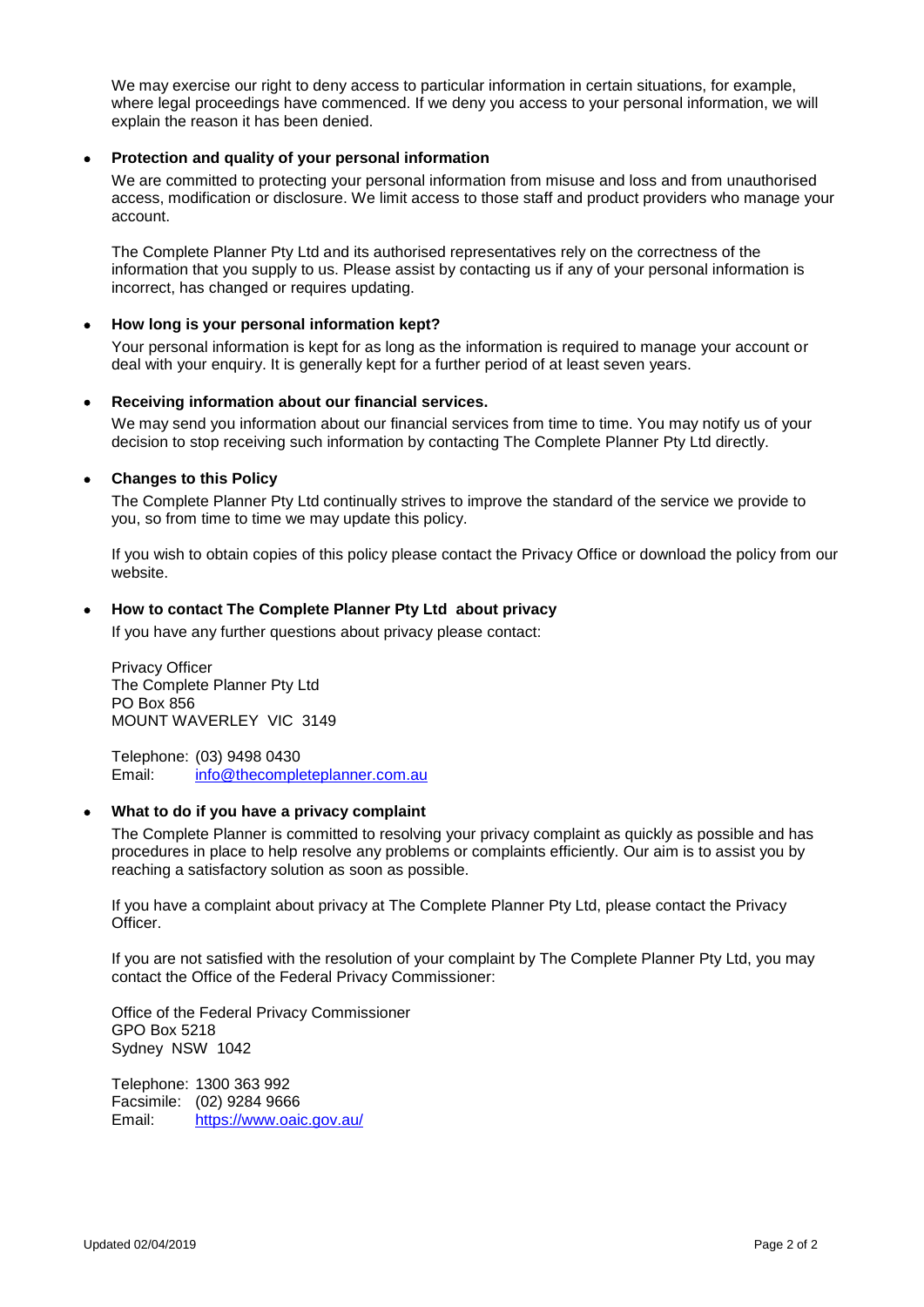We may exercise our right to deny access to particular information in certain situations, for example, where legal proceedings have commenced. If we deny you access to your personal information, we will explain the reason it has been denied.

- **Protection and quality of your personal information**

  We are committed to protecting your personal information from misuse and loss and from unauthorised access, modification or disclosure. We limit access to those staff and product providers who manage your account.

  The Complete Planner Pty Ltd and its authorised representatives rely on the correctness of the information that you supply to us. Please assist by contacting us if any of your personal information is incorrect, has changed or requires updating.

- **How long is your personal information kept?**

  Your personal information is kept for as long as the information is required to manage your account or deal with your enquiry. It is generally kept for a further period of at least seven years.

- **Receiving information about our financial services.**

  We may send you information about our financial services from time to time. You may notify us of your decision to stop receiving such information by contacting The Complete Planner Pty Ltd directly.

- **Changes to this Policy**

  The Complete Planner Pty Ltd continually strives to improve the standard of the service we provide to you, so from time to time we may update this policy.

  If you wish to obtain copies of this policy please contact the Privacy Office or download the policy from our website.

- **How to contact The Complete Planner Pty Ltd about privacy**

  If you have any further questions about privacy please contact:

  Privacy Officer
  The Complete Planner Pty Ltd
  PO Box 856
  MOUNT WAVERLEY VIC 3149

  Telephone: (03) 9498 0430
  Email: info@thecompleteplanner.com.au

- **What to do if you have a privacy complaint**

  The Complete Planner is committed to resolving your privacy complaint as quickly as possible and has procedures in place to help resolve any problems or complaints efficiently. Our aim is to assist you by reaching a satisfactory solution as soon as possible.

  If you have a complaint about privacy at The Complete Planner Pty Ltd, please contact the Privacy Officer.

  If you are not satisfied with the resolution of your complaint by The Complete Planner Pty Ltd, you may contact the Office of the Federal Privacy Commissioner:

  Office of the Federal Privacy Commissioner
  GPO Box 5218
  Sydney NSW 1042

  Telephone: 1300 363 992
  Facsimile: (02) 9284 9666
  Email: https://www.oaic.gov.au/

Updated 02/04/2019